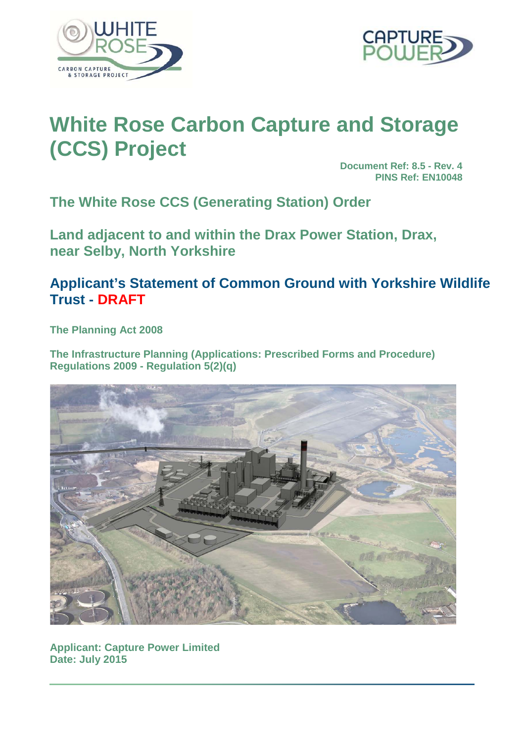# White Rose Carbon Capture and Storage (CCS) Project

**Document Ref: 8.5 - Rev. 4**
**PINS Ref: EN10048**

## The White Rose CCS (Generating Station) Order

## Land adjacent to and within the Drax Power Station, Drax, near Selby, North Yorkshire

## Applicant's Statement of Common Ground with Yorkshire Wildlife Trust - DRAFT

**The Planning Act 2008**

**The Infrastructure Planning (Applications: Prescribed Forms and Procedure) Regulations 2009 - Regulation 5(2)(q)**

**Applicant: Capture Power Limited**
**Date: July 2015**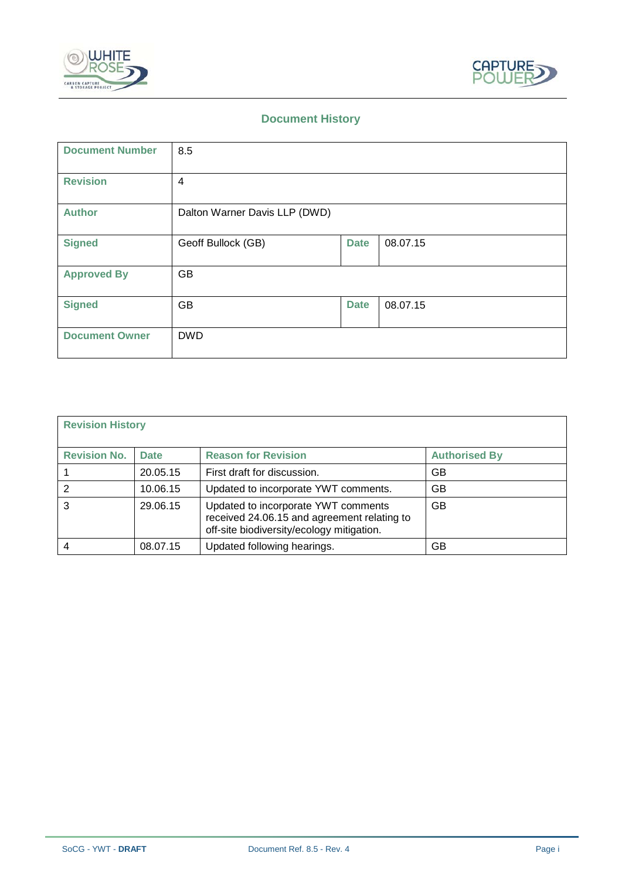## Document History

| Document Number | 8.5 | | |
|---|---|---|---|
| Revision | 4 | | |
| Author | Dalton Warner Davis LLP (DWD) | | |
| Signed | Geoff Bullock (GB) | Date | 08.07.15 |
| Approved By | GB | | |
| Signed | GB | Date | 08.07.15 |
| Document Owner | DWD | | |

**Revision History**

| Revision No. | Date | Reason for Revision | Authorised By |
|---|---|---|---|
| 1 | 20.05.15 | First draft for discussion. | GB |
| 2 | 10.06.15 | Updated to incorporate YWT comments. | GB |
| 3 | 29.06.15 | Updated to incorporate YWT comments received 24.06.15 and agreement relating to off-site biodiversity/ecology mitigation. | GB |
| 4 | 08.07.15 | Updated following hearings. | GB |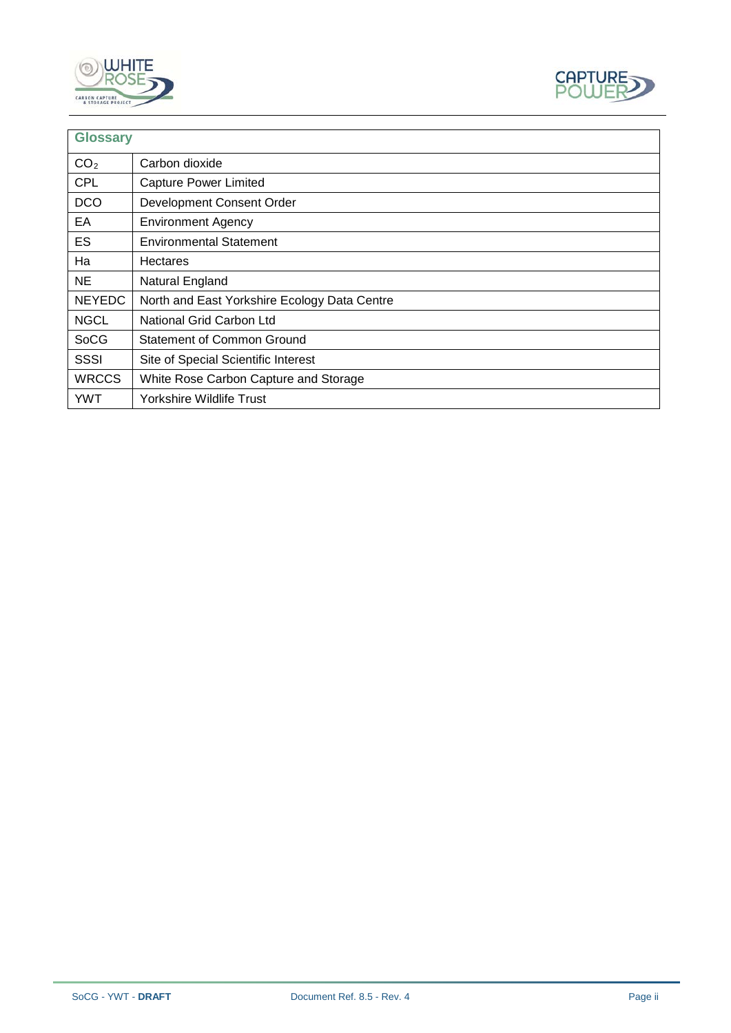| Glossary | |
|---|---|
| $CO_2$ | Carbon dioxide |
| CPL | Capture Power Limited |
| DCO | Development Consent Order |
| EA | Environment Agency |
| ES | Environmental Statement |
| Ha | Hectares |
| NE | Natural England |
| NEYEDC | North and East Yorkshire Ecology Data Centre |
| NGCL | National Grid Carbon Ltd |
| SoCG | Statement of Common Ground |
| SSSI | Site of Special Scientific Interest |
| WRCCS | White Rose Carbon Capture and Storage |
| YWT | Yorkshire Wildlife Trust |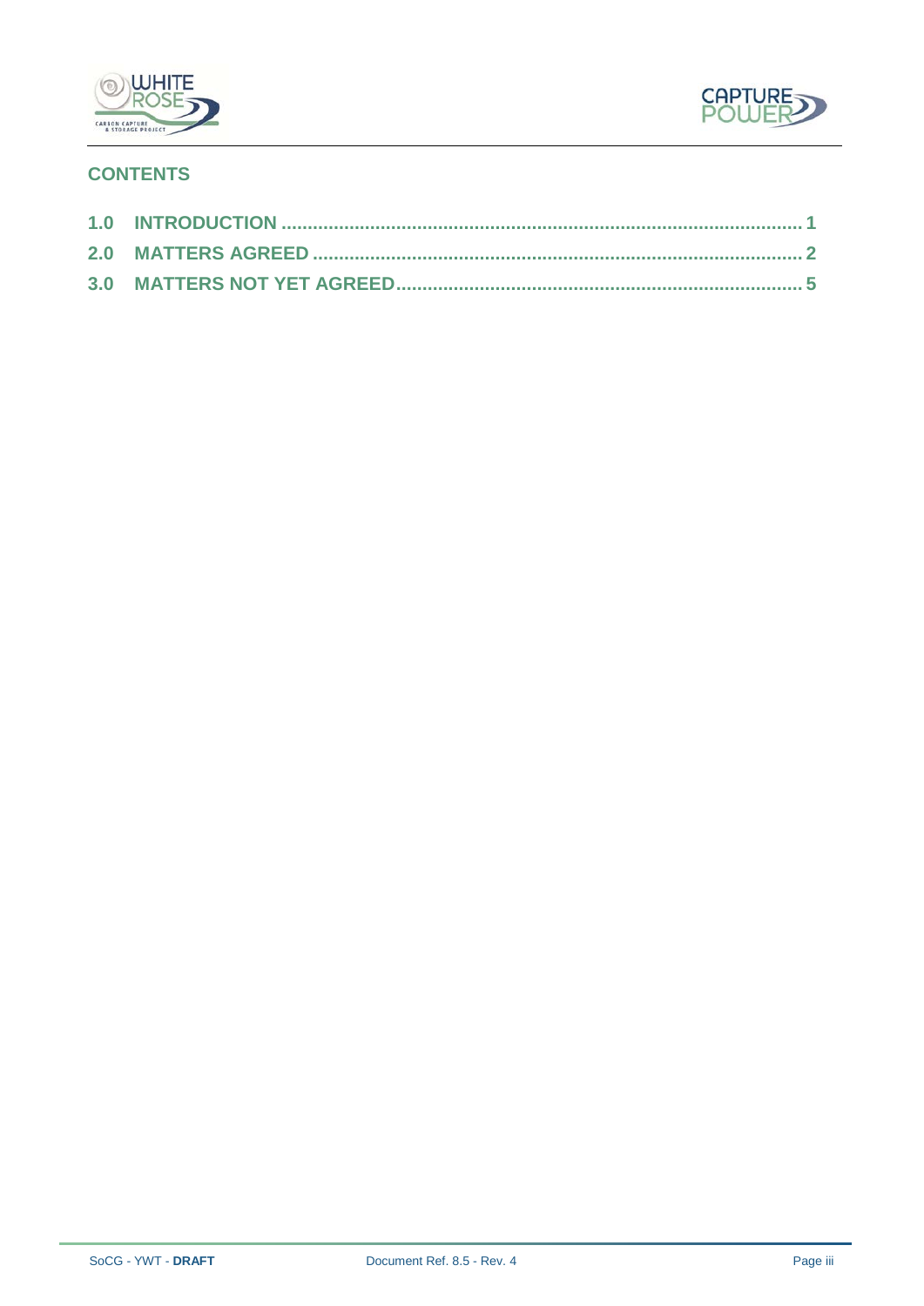## CONTENTS

| | | |
|---|---|---|
| 1.0 | INTRODUCTION | 1 |
| 2.0 | MATTERS AGREED | 2 |
| 3.0 | MATTERS NOT YET AGREED | 5 |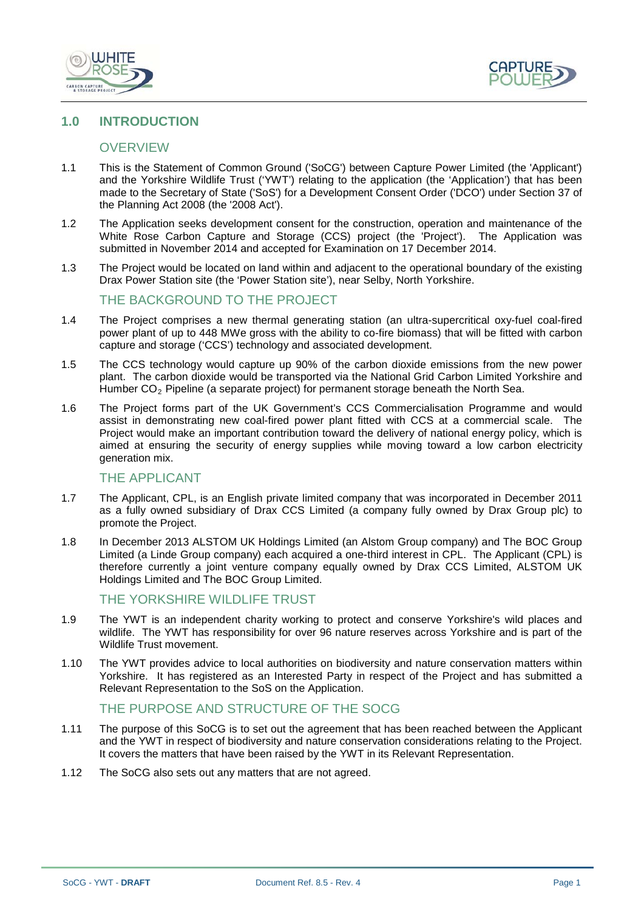# 1.0 INTRODUCTION

## OVERVIEW

1.1 This is the Statement of Common Ground ('SoCG') between Capture Power Limited (the 'Applicant') and the Yorkshire Wildlife Trust ('YWT') relating to the application (the 'Application') that has been made to the Secretary of State ('SoS') for a Development Consent Order ('DCO') under Section 37 of the Planning Act 2008 (the '2008 Act').

1.2 The Application seeks development consent for the construction, operation and maintenance of the White Rose Carbon Capture and Storage (CCS) project (the 'Project'). The Application was submitted in November 2014 and accepted for Examination on 17 December 2014.

1.3 The Project would be located on land within and adjacent to the operational boundary of the existing Drax Power Station site (the 'Power Station site'), near Selby, North Yorkshire.

## THE BACKGROUND TO THE PROJECT

1.4 The Project comprises a new thermal generating station (an ultra-supercritical oxy-fuel coal-fired power plant of up to 448 MWe gross with the ability to co-fire biomass) that will be fitted with carbon capture and storage ('CCS') technology and associated development.

1.5 The CCS technology would capture up 90% of the carbon dioxide emissions from the new power plant. The carbon dioxide would be transported via the National Grid Carbon Limited Yorkshire and Humber $CO_2$ Pipeline (a separate project) for permanent storage beneath the North Sea.

1.6 The Project forms part of the UK Government's CCS Commercialisation Programme and would assist in demonstrating new coal-fired power plant fitted with CCS at a commercial scale. The Project would make an important contribution toward the delivery of national energy policy, which is aimed at ensuring the security of energy supplies while moving toward a low carbon electricity generation mix.

## THE APPLICANT

1.7 The Applicant, CPL, is an English private limited company that was incorporated in December 2011 as a fully owned subsidiary of Drax CCS Limited (a company fully owned by Drax Group plc) to promote the Project.

1.8 In December 2013 ALSTOM UK Holdings Limited (an Alstom Group company) and The BOC Group Limited (a Linde Group company) each acquired a one-third interest in CPL. The Applicant (CPL) is therefore currently a joint venture company equally owned by Drax CCS Limited, ALSTOM UK Holdings Limited and The BOC Group Limited.

## THE YORKSHIRE WILDLIFE TRUST

1.9 The YWT is an independent charity working to protect and conserve Yorkshire's wild places and wildlife. The YWT has responsibility for over 96 nature reserves across Yorkshire and is part of the Wildlife Trust movement.

1.10 The YWT provides advice to local authorities on biodiversity and nature conservation matters within Yorkshire. It has registered as an Interested Party in respect of the Project and has submitted a Relevant Representation to the SoS on the Application.

## THE PURPOSE AND STRUCTURE OF THE SOCG

1.11 The purpose of this SoCG is to set out the agreement that has been reached between the Applicant and the YWT in respect of biodiversity and nature conservation considerations relating to the Project. It covers the matters that have been raised by the YWT in its Relevant Representation.

1.12 The SoCG also sets out any matters that are not agreed.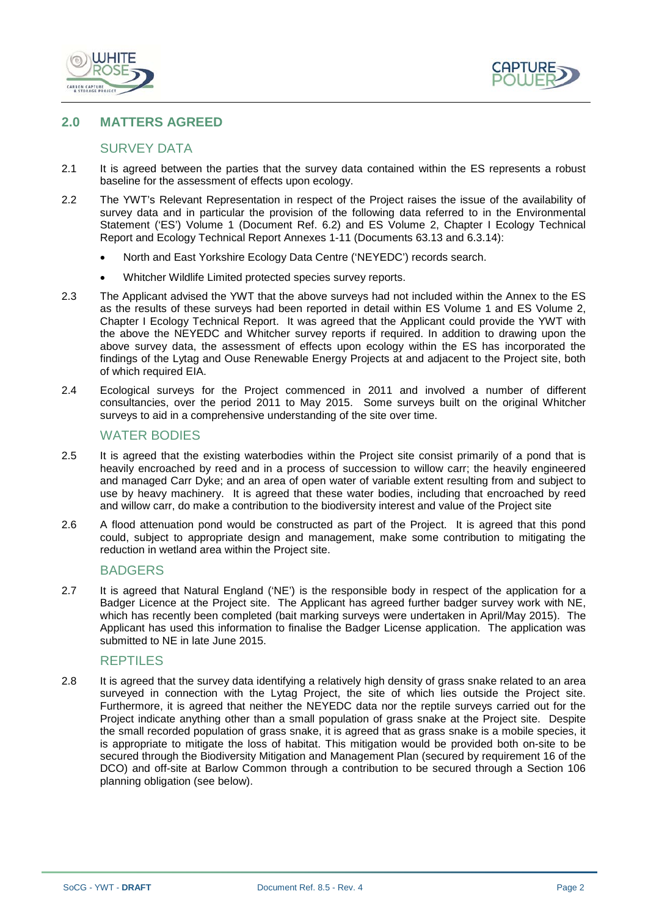## 2.0 MATTERS AGREED

### SURVEY DATA

2.1 It is agreed between the parties that the survey data contained within the ES represents a robust baseline for the assessment of effects upon ecology.

2.2 The YWT's Relevant Representation in respect of the Project raises the issue of the availability of survey data and in particular the provision of the following data referred to in the Environmental Statement ('ES') Volume 1 (Document Ref. 6.2) and ES Volume 2, Chapter I Ecology Technical Report and Ecology Technical Report Annexes 1-11 (Documents 63.13 and 6.3.14):

- North and East Yorkshire Ecology Data Centre ('NEYEDC') records search.
- Whitcher Wildlife Limited protected species survey reports.

2.3 The Applicant advised the YWT that the above surveys had not included within the Annex to the ES as the results of these surveys had been reported in detail within ES Volume 1 and ES Volume 2, Chapter I Ecology Technical Report. It was agreed that the Applicant could provide the YWT with the above the NEYEDC and Whitcher survey reports if required. In addition to drawing upon the above survey data, the assessment of effects upon ecology within the ES has incorporated the findings of the Lytag and Ouse Renewable Energy Projects at and adjacent to the Project site, both of which required EIA.

2.4 Ecological surveys for the Project commenced in 2011 and involved a number of different consultancies, over the period 2011 to May 2015. Some surveys built on the original Whitcher surveys to aid in a comprehensive understanding of the site over time.

### WATER BODIES

2.5 It is agreed that the existing waterbodies within the Project site consist primarily of a pond that is heavily encroached by reed and in a process of succession to willow carr; the heavily engineered and managed Carr Dyke; and an area of open water of variable extent resulting from and subject to use by heavy machinery. It is agreed that these water bodies, including that encroached by reed and willow carr, do make a contribution to the biodiversity interest and value of the Project site

2.6 A flood attenuation pond would be constructed as part of the Project. It is agreed that this pond could, subject to appropriate design and management, make some contribution to mitigating the reduction in wetland area within the Project site.

### BADGERS

2.7 It is agreed that Natural England ('NE') is the responsible body in respect of the application for a Badger Licence at the Project site. The Applicant has agreed further badger survey work with NE, which has recently been completed (bait marking surveys were undertaken in April/May 2015). The Applicant has used this information to finalise the Badger License application. The application was submitted to NE in late June 2015.

### REPTILES

2.8 It is agreed that the survey data identifying a relatively high density of grass snake related to an area surveyed in connection with the Lytag Project, the site of which lies outside the Project site. Furthermore, it is agreed that neither the NEYEDC data nor the reptile surveys carried out for the Project indicate anything other than a small population of grass snake at the Project site. Despite the small recorded population of grass snake, it is agreed that as grass snake is a mobile species, it is appropriate to mitigate the loss of habitat. This mitigation would be provided both on-site to be secured through the Biodiversity Mitigation and Management Plan (secured by requirement 16 of the DCO) and off-site at Barlow Common through a contribution to be secured through a Section 106 planning obligation (see below).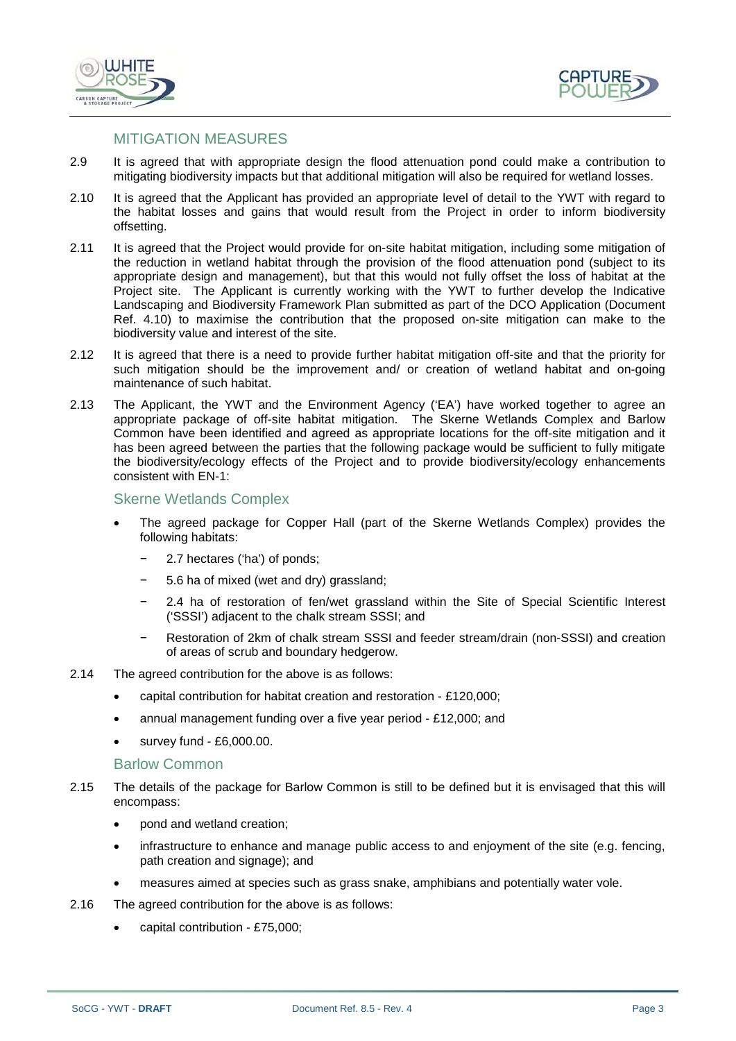## MITIGATION MEASURES

2.9 It is agreed that with appropriate design the flood attenuation pond could make a contribution to mitigating biodiversity impacts but that additional mitigation will also be required for wetland losses.

2.10 It is agreed that the Applicant has provided an appropriate level of detail to the YWT with regard to the habitat losses and gains that would result from the Project in order to inform biodiversity offsetting.

2.11 It is agreed that the Project would provide for on-site habitat mitigation, including some mitigation of the reduction in wetland habitat through the provision of the flood attenuation pond (subject to its appropriate design and management), but that this would not fully offset the loss of habitat at the Project site. The Applicant is currently working with the YWT to further develop the Indicative Landscaping and Biodiversity Framework Plan submitted as part of the DCO Application (Document Ref. 4.10) to maximise the contribution that the proposed on-site mitigation can make to the biodiversity value and interest of the site.

2.12 It is agreed that there is a need to provide further habitat mitigation off-site and that the priority for such mitigation should be the improvement and/ or creation of wetland habitat and on-going maintenance of such habitat.

2.13 The Applicant, the YWT and the Environment Agency ('EA') have worked together to agree an appropriate package of off-site habitat mitigation. The Skerne Wetlands Complex and Barlow Common have been identified and agreed as appropriate locations for the off-site mitigation and it has been agreed between the parties that the following package would be sufficient to fully mitigate the biodiversity/ecology effects of the Project and to provide biodiversity/ecology enhancements consistent with EN-1:

### Skerne Wetlands Complex

- The agreed package for Copper Hall (part of the Skerne Wetlands Complex) provides the following habitats:
  - 2.7 hectares ('ha') of ponds;
  - 5.6 ha of mixed (wet and dry) grassland;
  - 2.4 ha of restoration of fen/wet grassland within the Site of Special Scientific Interest ('SSSI') adjacent to the chalk stream SSSI; and
  - Restoration of 2km of chalk stream SSSI and feeder stream/drain (non-SSSI) and creation of areas of scrub and boundary hedgerow.

2.14 The agreed contribution for the above is as follows:

- capital contribution for habitat creation and restoration - £120,000;
- annual management funding over a five year period - £12,000; and
- survey fund - £6,000.00.

### Barlow Common

2.15 The details of the package for Barlow Common is still to be defined but it is envisaged that this will encompass:

- pond and wetland creation;
- infrastructure to enhance and manage public access to and enjoyment of the site (e.g. fencing, path creation and signage); and
- measures aimed at species such as grass snake, amphibians and potentially water vole.

2.16 The agreed contribution for the above is as follows:

- capital contribution - £75,000;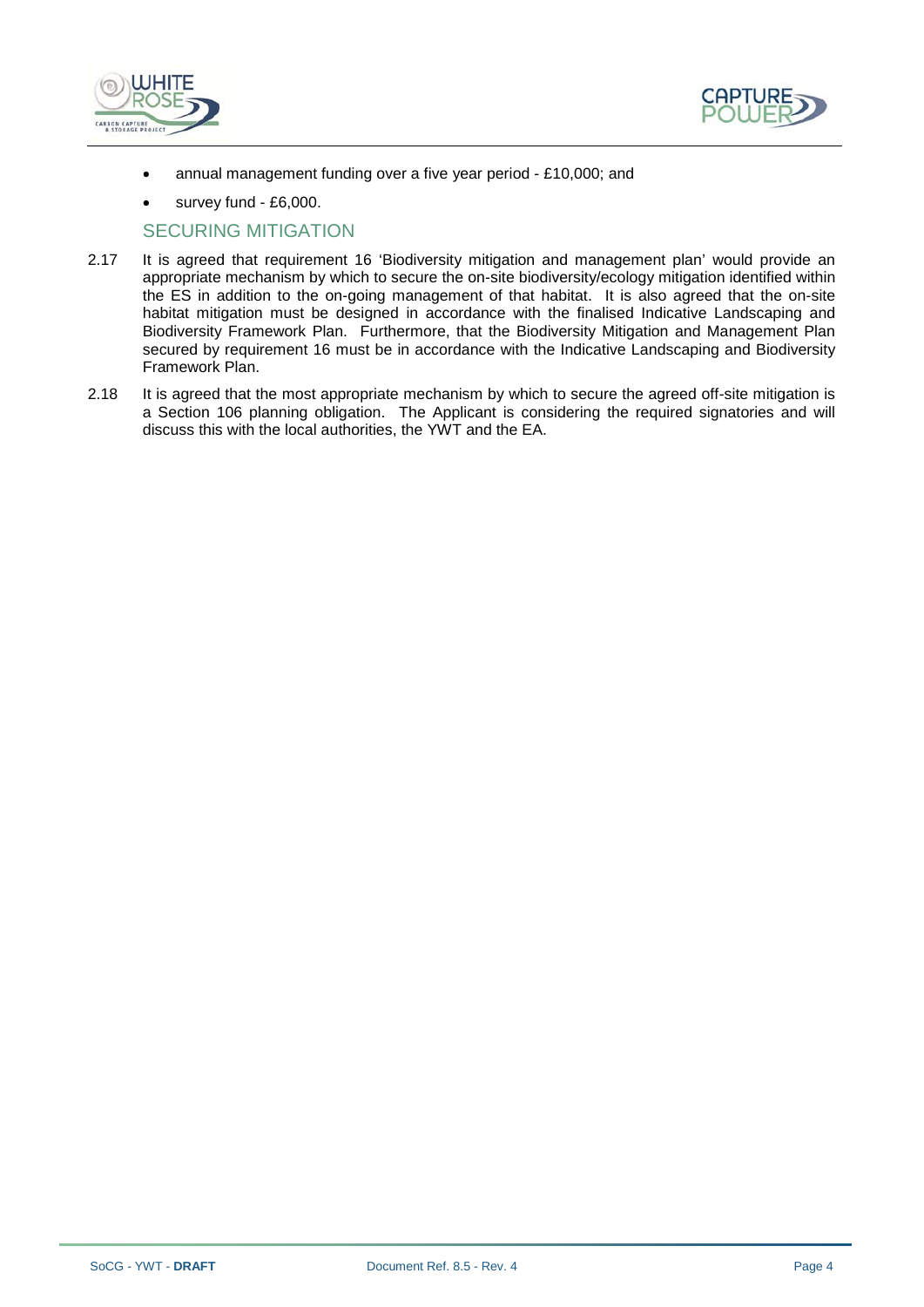- annual management funding over a five year period - £10,000; and
- survey fund - £6,000.

## SECURING MITIGATION

2.17 It is agreed that requirement 16 'Biodiversity mitigation and management plan' would provide an appropriate mechanism by which to secure the on-site biodiversity/ecology mitigation identified within the ES in addition to the on-going management of that habitat. It is also agreed that the on-site habitat mitigation must be designed in accordance with the finalised Indicative Landscaping and Biodiversity Framework Plan. Furthermore, that the Biodiversity Mitigation and Management Plan secured by requirement 16 must be in accordance with the Indicative Landscaping and Biodiversity Framework Plan.

2.18 It is agreed that the most appropriate mechanism by which to secure the agreed off-site mitigation is a Section 106 planning obligation. The Applicant is considering the required signatories and will discuss this with the local authorities, the YWT and the EA.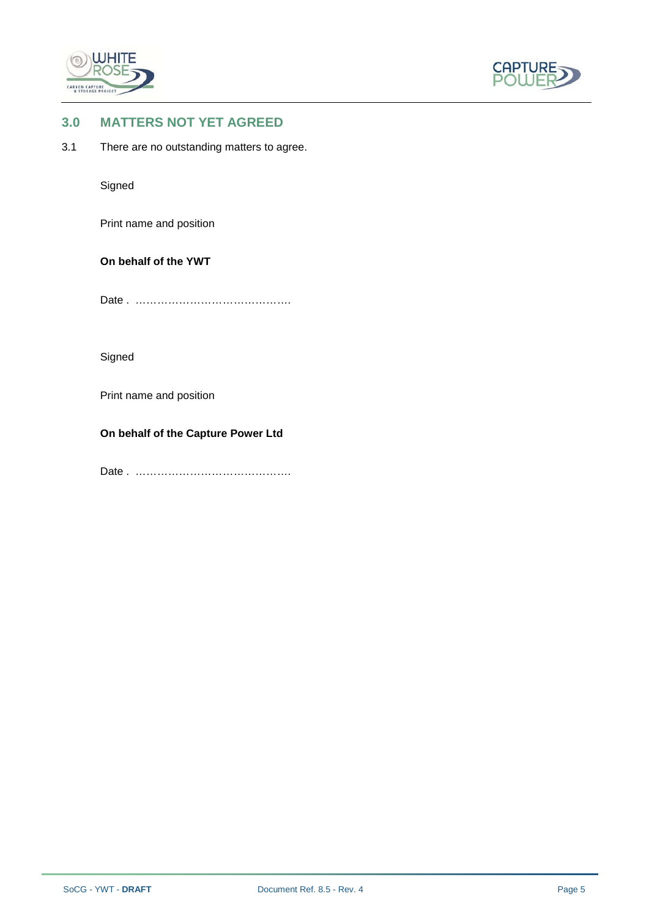## 3.0 MATTERS NOT YET AGREED

3.1 There are no outstanding matters to agree.

Signed

Print name and position

**On behalf of the YWT**

Date . …………………………………….

Signed

Print name and position

**On behalf of the Capture Power Ltd**

Date . …………………………………….